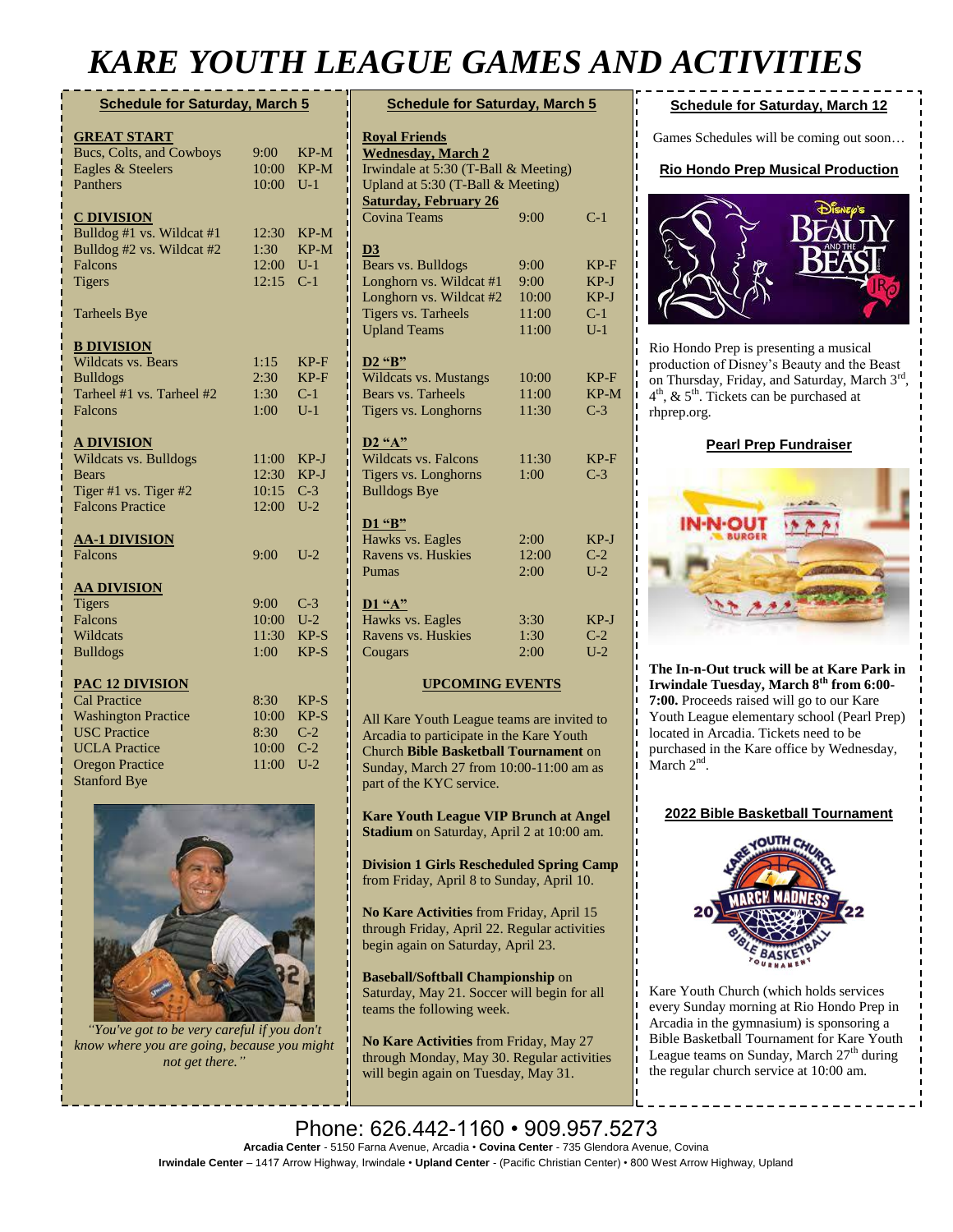# KARE YOUTH LEAGUE GAMES AND ACTIVITIES

## Schedule for Saturday, March 5

**GREAT START**

| | | |
|---|---|---|
| Bucs, Colts, and Cowboys | 9:00 | KP-M |
| Eagles & Steelers | 10:00 | KP-M |
| Panthers | 10:00 | U-1 |

**C DIVISION**

| | | |
|---|---|---|
| Bulldog #1 vs. Wildcat #1 | 12:30 | KP-M |
| Bulldog #2 vs. Wildcat #2 | 1:30 | KP-M |
| Falcons | 12:00 | U-1 |
| Tigers | 12:15 | C-1 |

Tarheels Bye

**B DIVISION**

| | | |
|---|---|---|
| Wildcats vs. Bears | 1:15 | KP-F |
| Bulldogs | 2:30 | KP-F |
| Tarheel #1 vs. Tarheel #2 | 1:30 | C-1 |
| Falcons | 1:00 | U-1 |

**A DIVISION**

| | | |
|---|---|---|
| Wildcats vs. Bulldogs | 11:00 | KP-J |
| Bears | 12:30 | KP-J |
| Tiger #1 vs. Tiger #2 | 10:15 | C-3 |
| Falcons Practice | 12:00 | U-2 |

**AA-1 DIVISION**

| | | |
|---|---|---|
| Falcons | 9:00 | U-2 |

**AA DIVISION**

| | | |
|---|---|---|
| Tigers | 9:00 | C-3 |
| Falcons | 10:00 | U-2 |
| Wildcats | 11:30 | KP-S |
| Bulldogs | 1:00 | KP-S |

**PAC 12 DIVISION**

| | | |
|---|---|---|
| Cal Practice | 8:30 | KP-S |
| Washington Practice | 10:00 | KP-S |
| USC Practice | 8:30 | C-2 |
| UCLA Practice | 10:00 | C-2 |
| Oregon Practice | 11:00 | U-2 |

Stanford Bye

*"You've got to be very careful if you don't know where you are going, because you might not get there."*

## Schedule for Saturday, March 5

**Royal Friends**

**Wednesday, March 2**

Irwindale at 5:30 (T-Ball & Meeting)

Upland at 5:30 (T-Ball & Meeting)

**Saturday, February 26**

| | | |
|---|---|---|
| Covina Teams | 9:00 | C-1 |

**D3**

| | | |
|---|---|---|
| Bears vs. Bulldogs | 9:00 | KP-F |
| Longhorn vs. Wildcat #1 | 9:00 | KP-J |
| Longhorn vs. Wildcat #2 | 10:00 | KP-J |
| Tigers vs. Tarheels | 11:00 | C-1 |
| Upland Teams | 11:00 | U-1 |

**D2 "B"**

| | | |
|---|---|---|
| Wildcats vs. Mustangs | 10:00 | KP-F |
| Bears vs. Tarheels | 11:00 | KP-M |
| Tigers vs. Longhorns | 11:30 | C-3 |

**D2 "A"**

| | | |
|---|---|---|
| Wildcats vs. Falcons | 11:30 | KP-F |
| Tigers vs. Longhorns | 1:00 | C-3 |

Bulldogs Bye

**D1 "B"**

| | | |
|---|---|---|
| Hawks vs. Eagles | 2:00 | KP-J |
| Ravens vs. Huskies | 12:00 | C-2 |
| Pumas | 2:00 | U-2 |

**D1 "A"**

| | | |
|---|---|---|
| Hawks vs. Eagles | 3:30 | KP-J |
| Ravens vs. Huskies | 1:30 | C-2 |
| Cougars | 2:00 | U-2 |

**UPCOMING EVENTS**

All Kare Youth League teams are invited to Arcadia to participate in the Kare Youth Church **Bible Basketball Tournament** on Sunday, March 27 from 10:00-11:00 am as part of the KYC service.

**Kare Youth League VIP Brunch at Angel Stadium** on Saturday, April 2 at 10:00 am.

**Division 1 Girls Rescheduled Spring Camp** from Friday, April 8 to Sunday, April 10.

**No Kare Activities** from Friday, April 15 through Friday, April 22. Regular activities begin again on Saturday, April 23.

**Baseball/Softball Championship** on Saturday, May 21. Soccer will begin for all teams the following week.

**No Kare Activities** from Friday, May 27 through Monday, May 30. Regular activities will begin again on Tuesday, May 31.

## Schedule for Saturday, March 12

Games Schedules will be coming out soon…

**Rio Hondo Prep Musical Production**

Rio Hondo Prep is presenting a musical production of Disney's Beauty and the Beast on Thursday, Friday, and Saturday, March 3rd, 4th, & 5th. Tickets can be purchased at rhprep.org.

**Pearl Prep Fundraiser**

**The In-n-Out truck will be at Kare Park in Irwindale Tuesday, March 8th from 6:00-7:00.** Proceeds raised will go to our Kare Youth League elementary school (Pearl Prep) located in Arcadia. Tickets need to be purchased in the Kare office by Wednesday, March 2nd.

**2022 Bible Basketball Tournament**

Kare Youth Church (which holds services every Sunday morning at Rio Hondo Prep in Arcadia in the gymnasium) is sponsoring a Bible Basketball Tournament for Kare Youth League teams on Sunday, March 27th during the regular church service at 10:00 am.

Phone: 626.442-1160 • 909.957.5273

**Arcadia Center** - 5150 Farna Avenue, Arcadia • **Covina Center** - 735 Glendora Avenue, Covina

**Irwindale Center** – 1417 Arrow Highway, Irwindale • **Upland Center** - (Pacific Christian Center) • 800 West Arrow Highway, Upland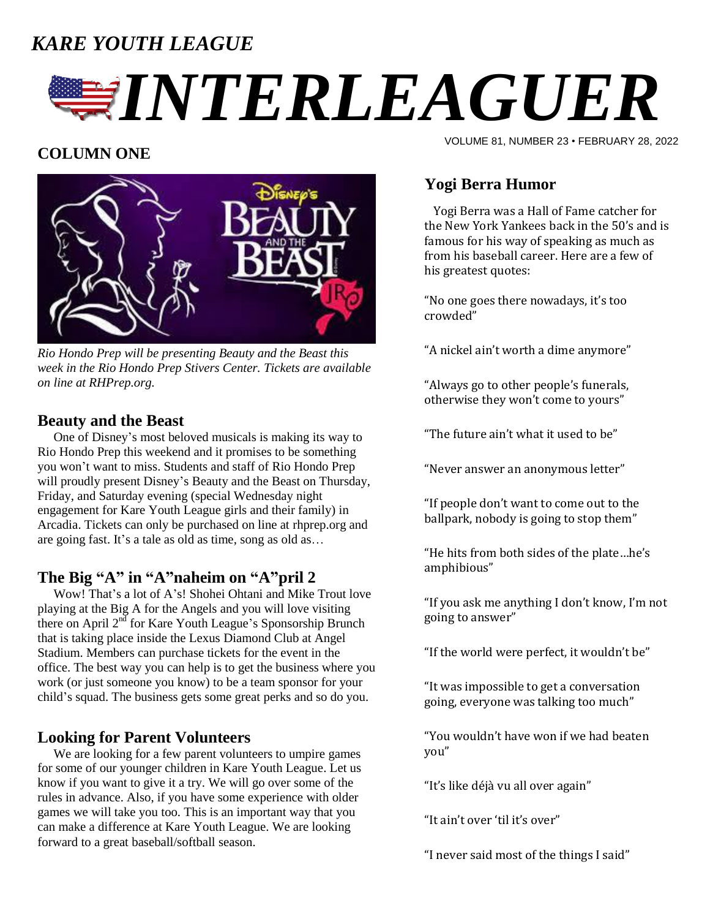*KARE YOUTH LEAGUE*

# *INTERLEAGUER*

VOLUME 81, NUMBER 23 • FEBRUARY 28, 2022

## COLUMN ONE

*Rio Hondo Prep will be presenting Beauty and the Beast this week in the Rio Hondo Prep Stivers Center. Tickets are available on line at RHPrep.org.*

### Beauty and the Beast

One of Disney's most beloved musicals is making its way to Rio Hondo Prep this weekend and it promises to be something you won't want to miss. Students and staff of Rio Hondo Prep will proudly present Disney's Beauty and the Beast on Thursday, Friday, and Saturday evening (special Wednesday night engagement for Kare Youth League girls and their family) in Arcadia. Tickets can only be purchased on line at rhprep.org and are going fast. It's a tale as old as time, song as old as…

### The Big "A" in "A"naheim on "A"pril 2

Wow! That's a lot of A's! Shohei Ohtani and Mike Trout love playing at the Big A for the Angels and you will love visiting there on April 2nd for Kare Youth League's Sponsorship Brunch that is taking place inside the Lexus Diamond Club at Angel Stadium. Members can purchase tickets for the event in the office. The best way you can help is to get the business where you work (or just someone you know) to be a team sponsor for your child's squad. The business gets some great perks and so do you.

### Looking for Parent Volunteers

We are looking for a few parent volunteers to umpire games for some of our younger children in Kare Youth League. Let us know if you want to give it a try. We will go over some of the rules in advance. Also, if you have some experience with older games we will take you too. This is an important way that you can make a difference at Kare Youth League. We are looking forward to a great baseball/softball season.

### Yogi Berra Humor

Yogi Berra was a Hall of Fame catcher for the New York Yankees back in the 50's and is famous for his way of speaking as much as from his baseball career. Here are a few of his greatest quotes:

"No one goes there nowadays, it's too crowded"

"A nickel ain't worth a dime anymore"

"Always go to other people's funerals, otherwise they won't come to yours"

"The future ain't what it used to be"

"Never answer an anonymous letter"

"If people don't want to come out to the ballpark, nobody is going to stop them"

"He hits from both sides of the plate…he's amphibious"

"If you ask me anything I don't know, I'm not going to answer"

"If the world were perfect, it wouldn't be"

"It was impossible to get a conversation going, everyone was talking too much"

"You wouldn't have won if we had beaten you"

"It's like déjà vu all over again"

"It ain't over 'til it's over"

"I never said most of the things I said"